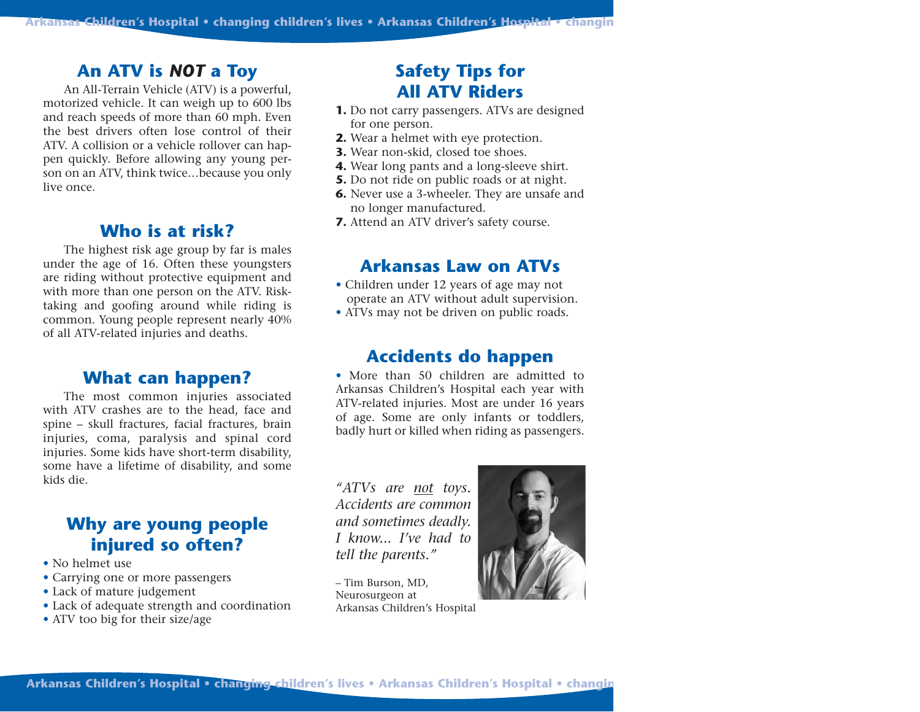## An ATV is ***NOT*** a Toy

An All-Terrain Vehicle (ATV) is a powerful, motorized vehicle. It can weigh up to 600 lbs and reach speeds of more than 60 mph. Even the best drivers often lose control of their ATV. A collision or a vehicle rollover can happen quickly. Before allowing any young person on an ATV, think twice…because you only live once.

## Who is at risk?

The highest risk age group by far is males under the age of 16. Often these youngsters are riding without protective equipment and with more than one person on the ATV. Risk-taking and goofing around while riding is common. Young people represent nearly 40% of all ATV-related injuries and deaths.

## What can happen?

The most common injuries associated with ATV crashes are to the head, face and spine – skull fractures, facial fractures, brain injuries, coma, paralysis and spinal cord injuries. Some kids have short-term disability, some have a lifetime of disability, and some kids die.

## Why are young people injured so often?

- No helmet use
- Carrying one or more passengers
- Lack of mature judgement
- Lack of adequate strength and coordination
- ATV too big for their size/age

## Safety Tips for All ATV Riders

1. Do not carry passengers. ATVs are designed for one person.
2. Wear a helmet with eye protection.
3. Wear non-skid, closed toe shoes.
4. Wear long pants and a long-sleeve shirt.
5. Do not ride on public roads or at night.
6. Never use a 3-wheeler. They are unsafe and no longer manufactured.
7. Attend an ATV driver's safety course.

## Arkansas Law on ATVs

- Children under 12 years of age may not operate an ATV without adult supervision.
- ATVs may not be driven on public roads.

## Accidents do happen

- More than 50 children are admitted to Arkansas Children's Hospital each year with ATV-related injuries. Most are under 16 years of age. Some are only infants or toddlers, badly hurt or killed when riding as passengers.

*"ATVs are not toys. Accidents are common and sometimes deadly. I know... I've had to tell the parents."*

– Tim Burson, MD,
Neurosurgeon at
Arkansas Children's Hospital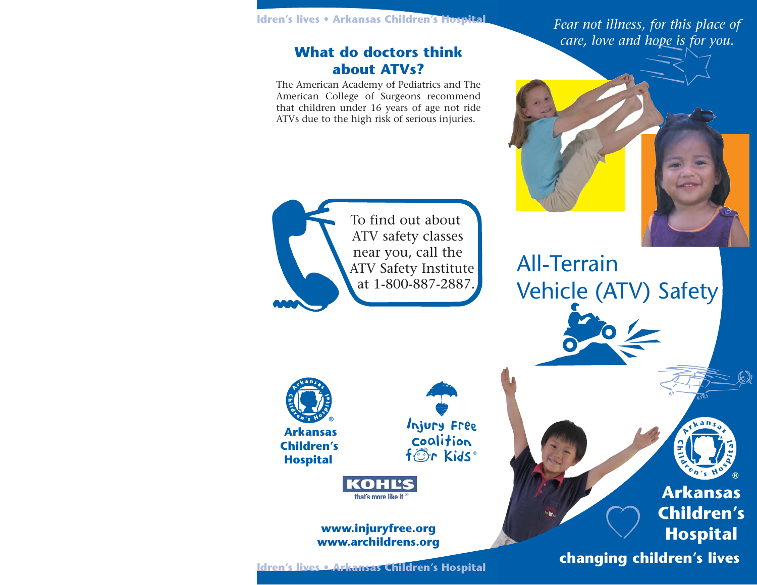## What do doctors think about ATVs?

The American Academy of Pediatrics and The American College of Surgeons recommend that children under 16 years of age not ride ATVs due to the high risk of serious injuries.

To find out about ATV safety classes near you, call the ATV Safety Institute at 1-800-887-2887.

Arkansas Children's Hospital

Injury Free Coalition for Kids®

KOHL'S that's more like it®

**www.injuryfree.org**
**www.archildrens.org**

*Fear not illness, for this place of care, love and hope is for you.*

# All-Terrain Vehicle (ATV) Safety

**Arkansas Children's Hospital**

**changing children's lives**